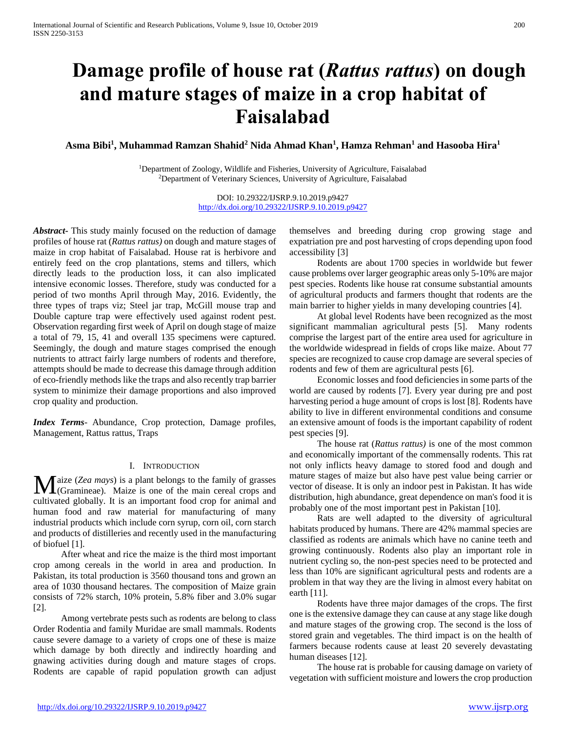# Damage profile of house rat (*Rattus rattus*) on dough and mature stages of maize in a crop habitat of Faisalabad

**Asma Bibi[1], Muhammad Ramzan Shahid[2] Nida Ahmad Khan[1], Hamza Rehman[1] and Hasooba Hira[1]**

[1]Department of Zoology, Wildlife and Fisheries, University of Agriculture, Faisalabad
[2]Department of Veterinary Sciences, University of Agriculture, Faisalabad

DOI: 10.29322/IJSRP.9.10.2019.p9427
http://dx.doi.org/10.29322/IJSRP.9.10.2019.p9427

***Abstract*-** This study mainly focused on the reduction of damage profiles of house rat (*Rattus rattus)* on dough and mature stages of maize in crop habitat of Faisalabad. House rat is herbivore and entirely feed on the crop plantations, stems and tillers, which directly leads to the production loss, it can also implicated intensive economic losses. Therefore, study was conducted for a period of two months April through May, 2016. Evidently, the three types of traps viz; Steel jar trap, McGill mouse trap and Double capture trap were effectively used against rodent pest. Observation regarding first week of April on dough stage of maize a total of 79, 15, 41 and overall 135 specimens were captured. Seemingly, the dough and mature stages comprised the enough nutrients to attract fairly large numbers of rodents and therefore, attempts should be made to decrease this damage through addition of eco-friendly methods like the traps and also recently trap barrier system to minimize their damage proportions and also improved crop quality and production.

***Index Terms*-** Abundance, Crop protection, Damage profiles, Management, Rattus rattus, Traps

## I. Introduction

Maize (*Zea mays*) is a plant belongs to the family of grasses (Gramineae). Maize is one of the main cereal crops and cultivated globally. It is an important food crop for animal and human food and raw material for manufacturing of many industrial products which include corn syrup, corn oil, corn starch and products of distilleries and recently used in the manufacturing of biofuel [1].

After wheat and rice the maize is the third most important crop among cereals in the world in area and production. In Pakistan, its total production is 3560 thousand tons and grown an area of 1030 thousand hectares. The composition of Maize grain consists of 72% starch, 10% protein, 5.8% fiber and 3.0% sugar [2].

Among vertebrate pests such as rodents are belong to class Order Rodentia and family Muridae are small mammals. Rodents cause severe damage to a variety of crops one of these is maize which damage by both directly and indirectly hoarding and gnawing activities during dough and mature stages of crops. Rodents are capable of rapid population growth can adjust themselves and breeding during crop growing stage and expatriation pre and post harvesting of crops depending upon food accessibility [3]

Rodents are about 1700 species in worldwide but fewer cause problems over larger geographic areas only 5-10% are major pest species. Rodents like house rat consume substantial amounts of agricultural products and farmers thought that rodents are the main barrier to higher yields in many developing countries [4].

At global level Rodents have been recognized as the most significant mammalian agricultural pests [5]. Many rodents comprise the largest part of the entire area used for agriculture in the worldwide widespread in fields of crops like maize. About 77 species are recognized to cause crop damage are several species of rodents and few of them are agricultural pests [6].

Economic losses and food deficiencies in some parts of the world are caused by rodents [7]. Every year during pre and post harvesting period a huge amount of crops is lost [8]. Rodents have ability to live in different environmental conditions and consume an extensive amount of foods is the important capability of rodent pest species [9].

The house rat (*Rattus rattus)* is one of the most common and economically important of the commensally rodents. This rat not only inflicts heavy damage to stored food and dough and mature stages of maize but also have pest value being carrier or vector of disease. It is only an indoor pest in Pakistan. It has wide distribution, high abundance, great dependence on man's food it is probably one of the most important pest in Pakistan [10].

Rats are well adapted to the diversity of agricultural habitats produced by humans. There are 42% mammal species are classified as rodents are animals which have no canine teeth and growing continuously. Rodents also play an important role in nutrient cycling so, the non-pest species need to be protected and less than 10% are significant agricultural pests and rodents are a problem in that way they are the living in almost every habitat on earth [11].

Rodents have three major damages of the crops. The first one is the extensive damage they can cause at any stage like dough and mature stages of the growing crop. The second is the loss of stored grain and vegetables. The third impact is on the health of farmers because rodents cause at least 20 severely devastating human diseases [12].

The house rat is probable for causing damage on variety of vegetation with sufficient moisture and lowers the crop production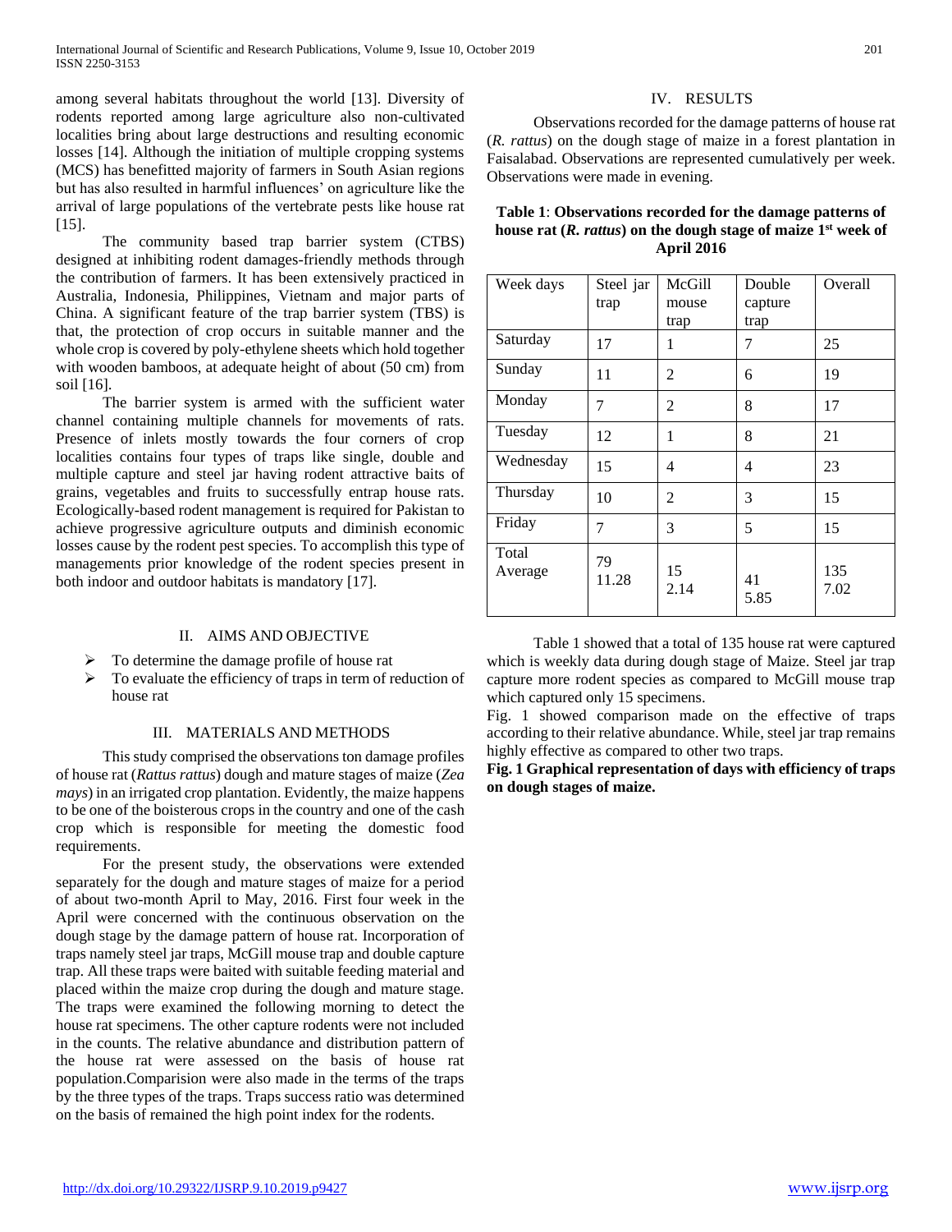among several habitats throughout the world [13]. Diversity of rodents reported among large agriculture also non-cultivated localities bring about large destructions and resulting economic losses [14]. Although the initiation of multiple cropping systems (MCS) has benefitted majority of farmers in South Asian regions but has also resulted in harmful influences' on agriculture like the arrival of large populations of the vertebrate pests like house rat [15].

The community based trap barrier system (CTBS) designed at inhibiting rodent damages-friendly methods through the contribution of farmers. It has been extensively practiced in Australia, Indonesia, Philippines, Vietnam and major parts of China. A significant feature of the trap barrier system (TBS) is that, the protection of crop occurs in suitable manner and the whole crop is covered by poly-ethylene sheets which hold together with wooden bamboos, at adequate height of about (50 cm) from soil [16].

The barrier system is armed with the sufficient water channel containing multiple channels for movements of rats. Presence of inlets mostly towards the four corners of crop localities contains four types of traps like single, double and multiple capture and steel jar having rodent attractive baits of grains, vegetables and fruits to successfully entrap house rats. Ecologically-based rodent management is required for Pakistan to achieve progressive agriculture outputs and diminish economic losses cause by the rodent pest species. To accomplish this type of managements prior knowledge of the rodent species present in both indoor and outdoor habitats is mandatory [17].

## II. AIMS AND OBJECTIVE

- To determine the damage profile of house rat
- To evaluate the efficiency of traps in term of reduction of house rat

## III. MATERIALS AND METHODS

This study comprised the observations ton damage profiles of house rat (*Rattus rattus*) dough and mature stages of maize (*Zea mays*) in an irrigated crop plantation. Evidently, the maize happens to be one of the boisterous crops in the country and one of the cash crop which is responsible for meeting the domestic food requirements.

For the present study, the observations were extended separately for the dough and mature stages of maize for a period of about two-month April to May, 2016. First four week in the April were concerned with the continuous observation on the dough stage by the damage pattern of house rat. Incorporation of traps namely steel jar traps, McGill mouse trap and double capture trap. All these traps were baited with suitable feeding material and placed within the maize crop during the dough and mature stage. The traps were examined the following morning to detect the house rat specimens. The other capture rodents were not included in the counts. The relative abundance and distribution pattern of the house rat were assessed on the basis of house rat population.Comparision were also made in the terms of the traps by the three types of the traps. Traps success ratio was determined on the basis of remained the high point index for the rodents.

## IV. RESULTS

Observations recorded for the damage patterns of house rat (*R. rattus*) on the dough stage of maize in a forest plantation in Faisalabad. Observations are represented cumulatively per week. Observations were made in evening.

**Table 1**: **Observations recorded for the damage patterns of house rat (*R. rattus*) on the dough stage of maize 1st week of April 2016**

| Week days | Steel jar trap | McGill mouse trap | Double capture trap | Overall |
|---|---|---|---|---|
| Saturday | 17 | 1 | 7 | 25 |
| Sunday | 11 | 2 | 6 | 19 |
| Monday | 7 | 2 | 8 | 17 |
| Tuesday | 12 | 1 | 8 | 21 |
| Wednesday | 15 | 4 | 4 | 23 |
| Thursday | 10 | 2 | 3 | 15 |
| Friday | 7 | 3 | 5 | 15 |
| Total<br>Average | 79<br>11.28 | 15<br>2.14 | 41<br>5.85 | 135<br>7.02 |

Table 1 showed that a total of 135 house rat were captured which is weekly data during dough stage of Maize. Steel jar trap capture more rodent species as compared to McGill mouse trap which captured only 15 specimens.

Fig. 1 showed comparison made on the effective of traps according to their relative abundance. While, steel jar trap remains highly effective as compared to other two traps.

**Fig. 1 Graphical representation of days with efficiency of traps on dough stages of maize.**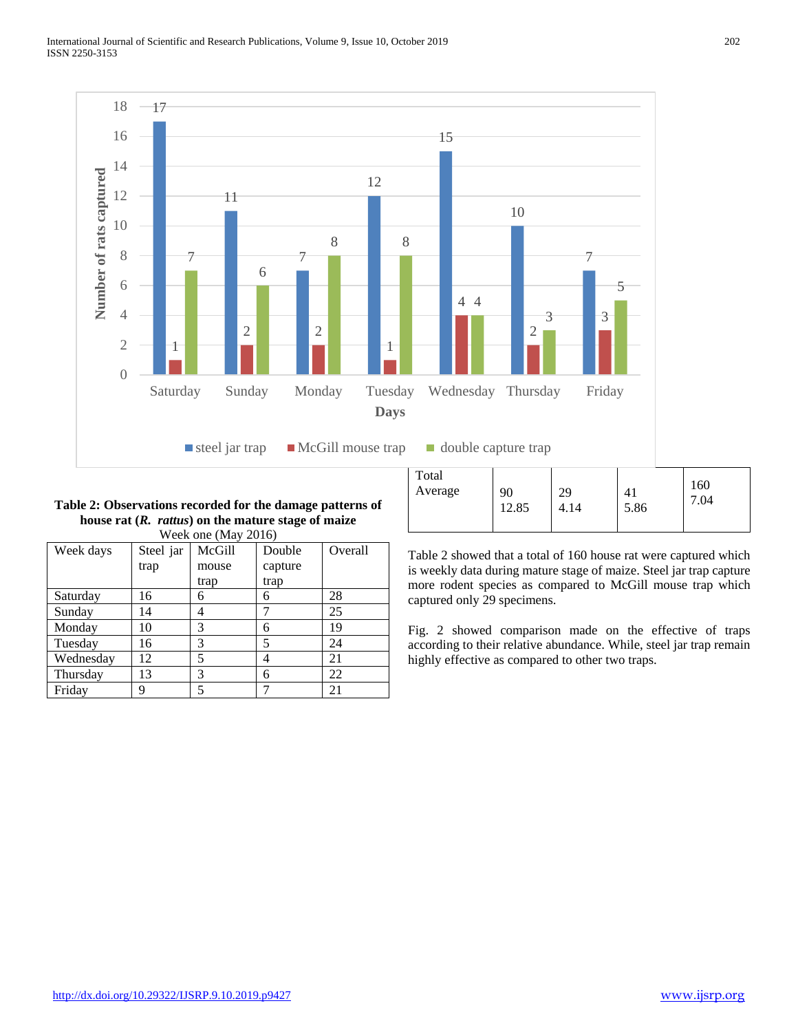**Table 2: Observations recorded for the damage patterns of house rat (*R. rattus*) on the mature stage of maize**

Week one (May 2016)

| Week days | Steel jar trap | McGill mouse trap | Double capture trap | Overall |
|---|---|---|---|---|
| Saturday | 16 | 6 | 6 | 28 |
| Sunday | 14 | 4 | 7 | 25 |
| Monday | 10 | 3 | 6 | 19 |
| Tuesday | 16 | 3 | 5 | 24 |
| Wednesday | 12 | 5 | 4 | 21 |
| Thursday | 13 | 3 | 6 | 22 |
| Friday | 9 | 5 | 7 | 21 |
| Total<br>Average | 90<br>12.85 | 29<br>4.14 | 41<br>5.86 | 160<br>7.04 |

Table 2 showed that a total of 160 house rat were captured which is weekly data during mature stage of maize. Steel jar trap capture more rodent species as compared to McGill mouse trap which captured only 29 specimens.

Fig. 2 showed comparison made on the effective of traps according to their relative abundance. While, steel jar trap remain highly effective as compared to other two traps.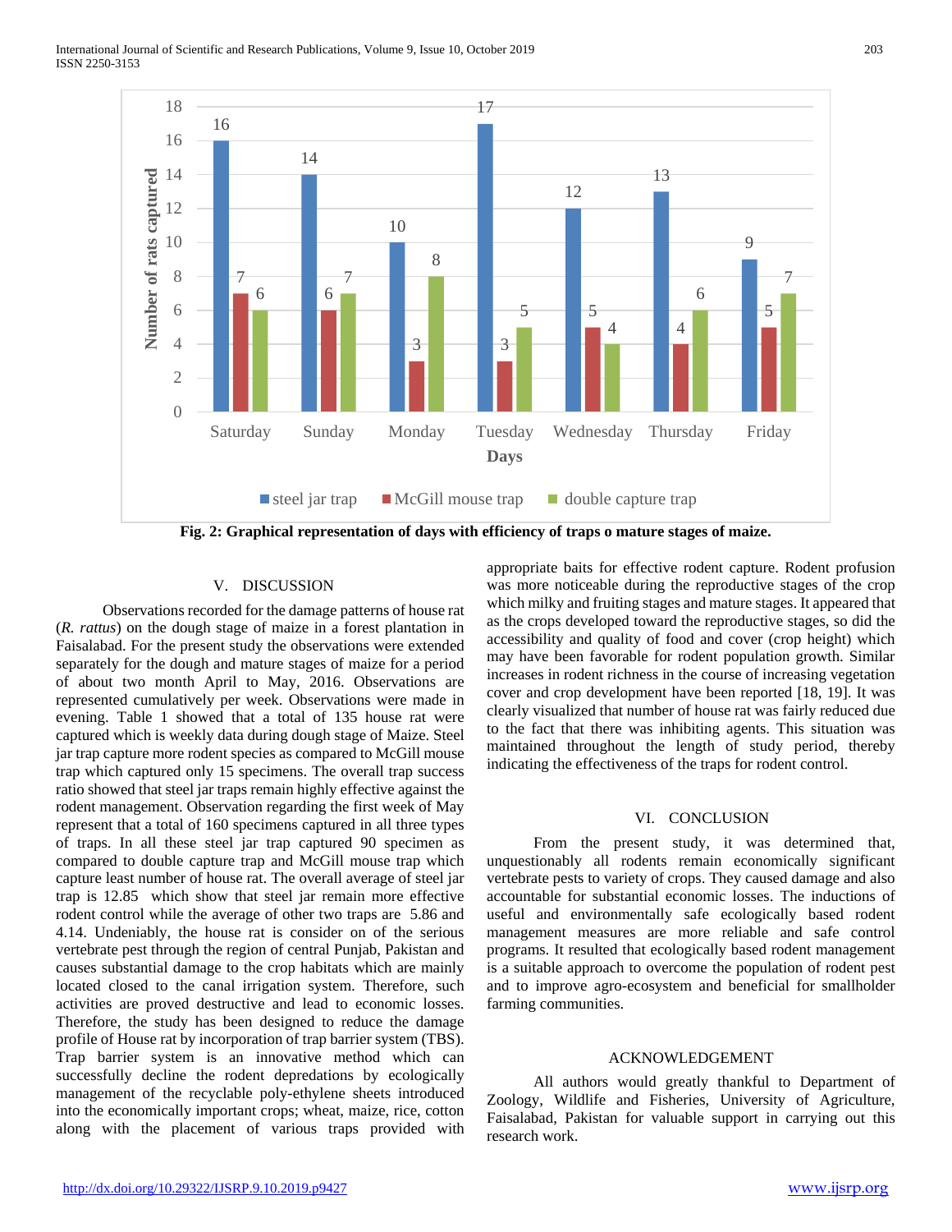| Days | steel jar trap | McGill mouse trap | double capture trap |
|---|---|---|---|
| Saturday | 16 | 7 | 6 |
| Sunday | 14 | 6 | 7 |
| Monday | 10 | 3 | 8 |
| Tuesday | 17 | 3 | 5 |
| Wednesday | 12 | 5 | 4 |
| Thursday | 13 | 4 | 6 |
| Friday | 9 | 5 | 7 |

**Fig. 2: Graphical representation of days with efficiency of traps o mature stages of maize.**

## V. DISCUSSION

Observations recorded for the damage patterns of house rat (*R. rattus*) on the dough stage of maize in a forest plantation in Faisalabad. For the present study the observations were extended separately for the dough and mature stages of maize for a period of about two month April to May, 2016. Observations are represented cumulatively per week. Observations were made in evening. Table 1 showed that a total of 135 house rat were captured which is weekly data during dough stage of Maize. Steel jar trap capture more rodent species as compared to McGill mouse trap which captured only 15 specimens. The overall trap success ratio showed that steel jar traps remain highly effective against the rodent management. Observation regarding the first week of May represent that a total of 160 specimens captured in all three types of traps. In all these steel jar trap captured 90 specimen as compared to double capture trap and McGill mouse trap which capture least number of house rat. The overall average of steel jar trap is 12.85 which show that steel jar remain more effective rodent control while the average of other two traps are 5.86 and 4.14. Undeniably, the house rat is consider on of the serious vertebrate pest through the region of central Punjab, Pakistan and causes substantial damage to the crop habitats which are mainly located closed to the canal irrigation system. Therefore, such activities are proved destructive and lead to economic losses. Therefore, the study has been designed to reduce the damage profile of House rat by incorporation of trap barrier system (TBS). Trap barrier system is an innovative method which can successfully decline the rodent depredations by ecologically management of the recyclable poly-ethylene sheets introduced into the economically important crops; wheat, maize, rice, cotton along with the placement of various traps provided with appropriate baits for effective rodent capture. Rodent profusion was more noticeable during the reproductive stages of the crop which milky and fruiting stages and mature stages. It appeared that as the crops developed toward the reproductive stages, so did the accessibility and quality of food and cover (crop height) which may have been favorable for rodent population growth. Similar increases in rodent richness in the course of increasing vegetation cover and crop development have been reported [18, 19]. It was clearly visualized that number of house rat was fairly reduced due to the fact that there was inhibiting agents. This situation was maintained throughout the length of study period, thereby indicating the effectiveness of the traps for rodent control.

## VI. CONCLUSION

From the present study, it was determined that, unquestionably all rodents remain economically significant vertebrate pests to variety of crops. They caused damage and also accountable for substantial economic losses. The inductions of useful and environmentally safe ecologically based rodent management measures are more reliable and safe control programs. It resulted that ecologically based rodent management is a suitable approach to overcome the population of rodent pest and to improve agro-ecosystem and beneficial for smallholder farming communities.

## ACKNOWLEDGEMENT

All authors would greatly thankful to Department of Zoology, Wildlife and Fisheries, University of Agriculture, Faisalabad, Pakistan for valuable support in carrying out this research work.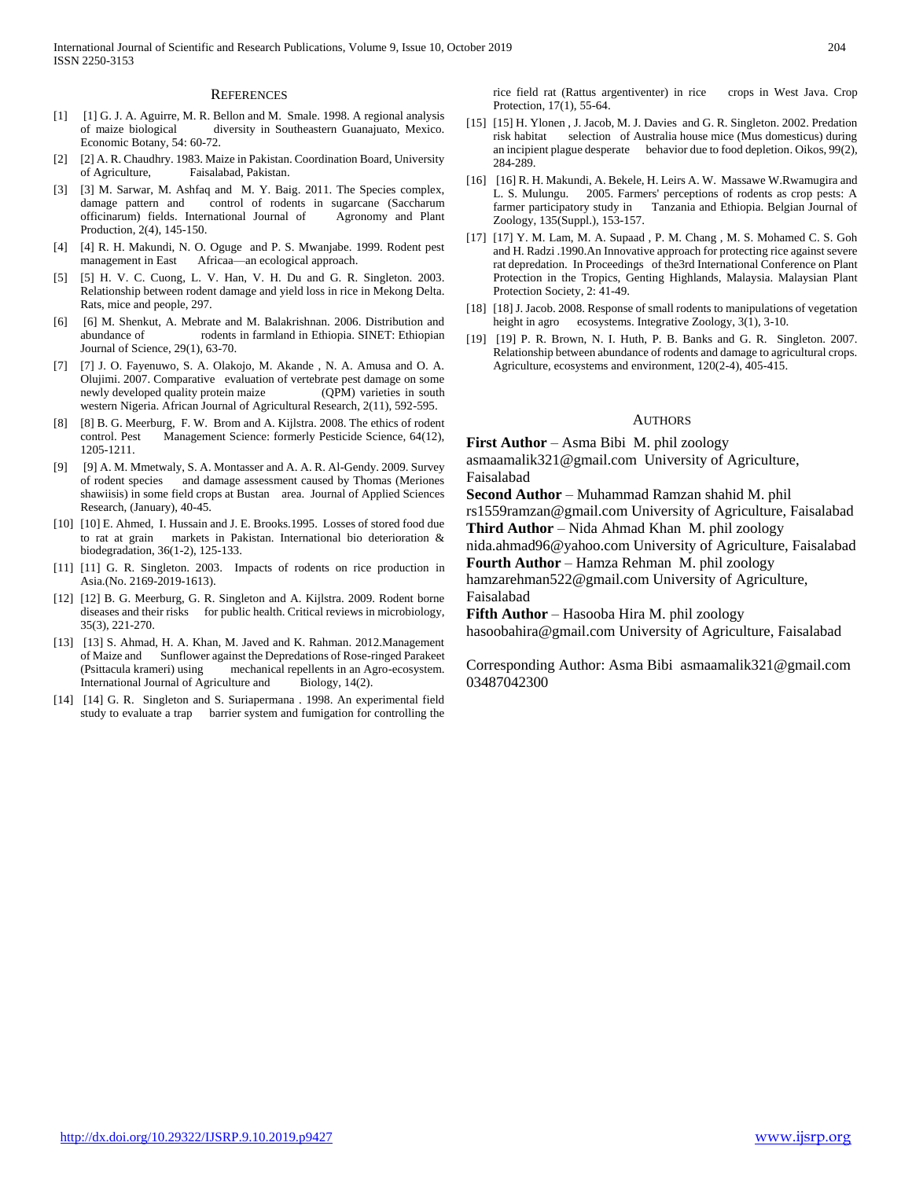## REFERENCES

[1] [1] G. J. A. Aguirre, M. R. Bellon and M. Smale. 1998. A regional analysis of maize biological diversity in Southeastern Guanajuato, Mexico. Economic Botany, 54: 60-72.

[2] [2] A. R. Chaudhry. 1983. Maize in Pakistan. Coordination Board, University of Agriculture, Faisalabad, Pakistan.

[3] [3] M. Sarwar, M. Ashfaq and M. Y. Baig. 2011. The Species complex, damage pattern and control of rodents in sugarcane (Saccharum officinarum) fields. International Journal of Agronomy and Plant Production, 2(4), 145-150.

[4] [4] R. H. Makundi, N. O. Oguge and P. S. Mwanjabe. 1999. Rodent pest management in East Africaa—an ecological approach.

[5] [5] H. V. C. Cuong, L. V. Han, V. H. Du and G. R. Singleton. 2003. Relationship between rodent damage and yield loss in rice in Mekong Delta. Rats, mice and people, 297.

[6] [6] M. Shenkut, A. Mebrate and M. Balakrishnan. 2006. Distribution and abundance of rodents in farmland in Ethiopia. SINET: Ethiopian Journal of Science, 29(1), 63-70.

[7] [7] J. O. Fayenuwo, S. A. Olakojo, M. Akande , N. A. Amusa and O. A. Olujimi. 2007. Comparative evaluation of vertebrate pest damage on some newly developed quality protein maize (QPM) varieties in south western Nigeria. African Journal of Agricultural Research, 2(11), 592-595.

[8] [8] B. G. Meerburg, F. W. Brom and A. Kijlstra. 2008. The ethics of rodent control. Pest Management Science: formerly Pesticide Science, 64(12), 1205-1211.

[9] [9] A. M. Mmetwaly, S. A. Montasser and A. A. R. Al-Gendy. 2009. Survey of rodent species and damage assessment caused by Thomas (Meriones shawiisis) in some field crops at Bustan area. Journal of Applied Sciences Research, (January), 40-45.

[10] [10] E. Ahmed, I. Hussain and J. E. Brooks.1995. Losses of stored food due to rat at grain markets in Pakistan. International bio deterioration & biodegradation, 36(1-2), 125-133.

[11] [11] G. R. Singleton. 2003. Impacts of rodents on rice production in Asia.(No. 2169-2019-1613).

[12] [12] B. G. Meerburg, G. R. Singleton and A. Kijlstra. 2009. Rodent borne diseases and their risks for public health. Critical reviews in microbiology, 35(3), 221-270.

[13] [13] S. Ahmad, H. A. Khan, M. Javed and K. Rahman. 2012.Management of Maize and Sunflower against the Depredations of Rose-ringed Parakeet (Psittacula krameri) using mechanical repellents in an Agro-ecosystem. International Journal of Agriculture and Biology, 14(2).

[14] [14] G. R. Singleton and S. Suriapermana . 1998. An experimental field study to evaluate a trap barrier system and fumigation for controlling the rice field rat (Rattus argentiventer) in rice crops in West Java. Crop Protection, 17(1), 55-64.

[15] [15] H. Ylonen , J. Jacob, M. J. Davies and G. R. Singleton. 2002. Predation risk habitat selection of Australia house mice (Mus domesticus) during an incipient plague desperate behavior due to food depletion. Oikos, 99(2), 284-289.

[16] [16] R. H. Makundi, A. Bekele, H. Leirs A. W. Massawe W.Rwamugira and L. S. Mulungu. 2005. Farmers' perceptions of rodents as crop pests: A farmer participatory study in Tanzania and Ethiopia. Belgian Journal of Zoology, 135(Suppl.), 153-157.

[17] [17] Y. M. Lam, M. A. Supaad , P. M. Chang , M. S. Mohamed C. S. Goh and H. Radzi .1990.An Innovative approach for protecting rice against severe rat depredation. In Proceedings of the3rd International Conference on Plant Protection in the Tropics, Genting Highlands, Malaysia. Malaysian Plant Protection Society, 2: 41-49.

[18] [18] J. Jacob. 2008. Response of small rodents to manipulations of vegetation height in agro ecosystems. Integrative Zoology, 3(1), 3-10.

[19] [19] P. R. Brown, N. I. Huth, P. B. Banks and G. R. Singleton. 2007. Relationship between abundance of rodents and damage to agricultural crops. Agriculture, ecosystems and environment, 120(2-4), 405-415.

## AUTHORS

**First Author** – Asma Bibi M. phil zoology asmaamalik321@gmail.com University of Agriculture, Faisalabad

**Second Author** – Muhammad Ramzan shahid M. phil rs1559ramzan@gmail.com University of Agriculture, Faisalabad

**Third Author** – Nida Ahmad Khan M. phil zoology nida.ahmad96@yahoo.com University of Agriculture, Faisalabad

**Fourth Author** – Hamza Rehman M. phil zoology hamzarehman522@gmail.com University of Agriculture, Faisalabad

**Fifth Author** – Hasooba Hira M. phil zoology hasoobahira@gmail.com University of Agriculture, Faisalabad

Corresponding Author: Asma Bibi asmaamalik321@gmail.com 03487042300